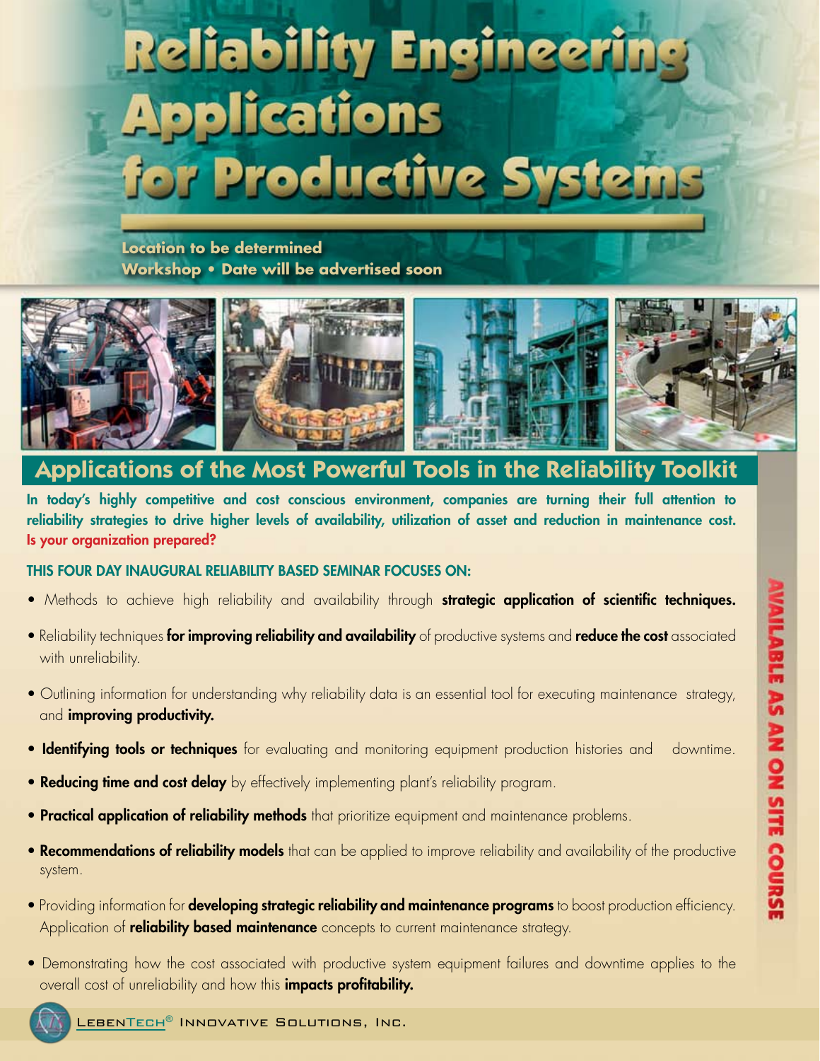# Reliability Engineering Applications for Productive Systems

**Location to be determined**
**Workshop • Date will be advertised soon**

## Applications of the Most Powerful Tools in the Reliability Toolkit

**In today's highly competitive and cost conscious environment, companies are turning their full attention to reliability strategies to drive higher levels of availability, utilization of asset and reduction in maintenance cost. Is your organization prepared?**

**THIS FOUR DAY INAUGURAL RELIABILITY BASED SEMINAR FOCUSES ON:**

- Methods to achieve high reliability and availability through **strategic application of scientific techniques.**
- Reliability techniques **for improving reliability and availability** of productive systems and **reduce the cost** associated with unreliability.
- Outlining information for understanding why reliability data is an essential tool for executing maintenance strategy, and **improving productivity.**
- **Identifying tools or techniques** for evaluating and monitoring equipment production histories and downtime.
- **Reducing time and cost delay** by effectively implementing plant's reliability program.
- **Practical application of reliability methods** that prioritize equipment and maintenance problems.
- **Recommendations of reliability models** that can be applied to improve reliability and availability of the productive system.
- Providing information for **developing strategic reliability and maintenance programs** to boost production efficiency. Application of **reliability based maintenance** concepts to current maintenance strategy.
- Demonstrating how the cost associated with productive system equipment failures and downtime applies to the overall cost of unreliability and how this **impacts profitability.**

**AVAILABLE AS AN ON SITE COURSE**

LebenTech® Innovative Solutions, Inc.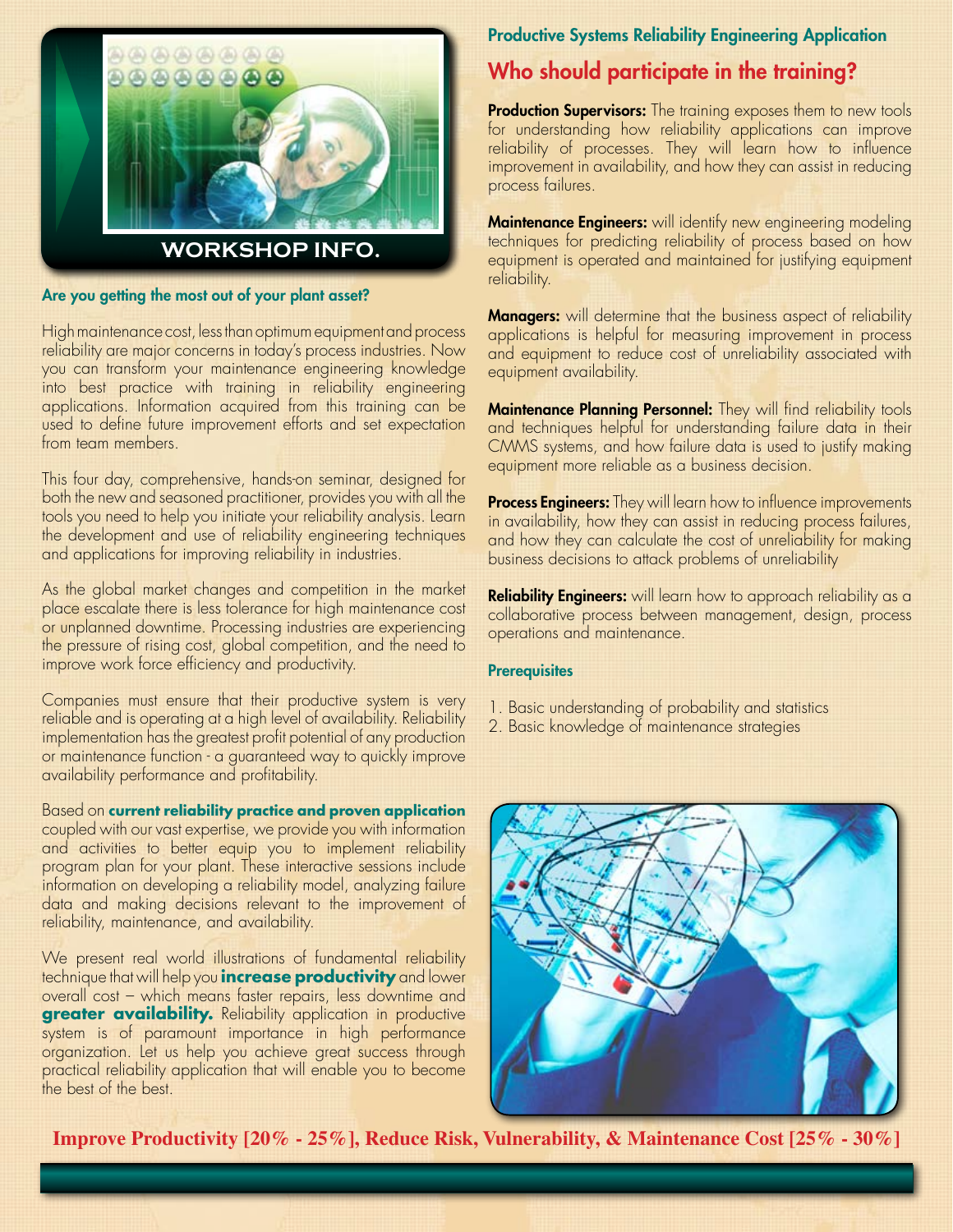## WORKSHOP INFO.

### Are you getting the most out of your plant asset?

High maintenance cost, less than optimum equipment and process reliability are major concerns in today's process industries. Now you can transform your maintenance engineering knowledge into best practice with training in reliability engineering applications. Information acquired from this training can be used to define future improvement efforts and set expectation from team members.

This four day, comprehensive, hands-on seminar, designed for both the new and seasoned practitioner, provides you with all the tools you need to help you initiate your reliability analysis. Learn the development and use of reliability engineering techniques and applications for improving reliability in industries.

As the global market changes and competition in the market place escalate there is less tolerance for high maintenance cost or unplanned downtime. Processing industries are experiencing the pressure of rising cost, global competition, and the need to improve work force efficiency and productivity.

Companies must ensure that their productive system is very reliable and is operating at a high level of availability. Reliability implementation has the greatest profit potential of any production or maintenance function - a guaranteed way to quickly improve availability performance and profitability.

Based on **current reliability practice and proven application** coupled with our vast expertise, we provide you with information and activities to better equip you to implement reliability program plan for your plant. These interactive sessions include information on developing a reliability model, analyzing failure data and making decisions relevant to the improvement of reliability, maintenance, and availability.

We present real world illustrations of fundamental reliability technique that will help you **increase productivity** and lower overall cost – which means faster repairs, less downtime and **greater availability.** Reliability application in productive system is of paramount importance in high performance organization. Let us help you achieve great success through practical reliability application that will enable you to become the best of the best.

### Productive Systems Reliability Engineering Application

## Who should participate in the training?

**Production Supervisors:** The training exposes them to new tools for understanding how reliability applications can improve reliability of processes. They will learn how to influence improvement in availability, and how they can assist in reducing process failures.

**Maintenance Engineers:** will identify new engineering modeling techniques for predicting reliability of process based on how equipment is operated and maintained for justifying equipment reliability.

**Managers:** will determine that the business aspect of reliability applications is helpful for measuring improvement in process and equipment to reduce cost of unreliability associated with equipment availability.

**Maintenance Planning Personnel:** They will find reliability tools and techniques helpful for understanding failure data in their CMMS systems, and how failure data is used to justify making equipment more reliable as a business decision.

**Process Engineers:** They will learn how to influence improvements in availability, how they can assist in reducing process failures, and how they can calculate the cost of unreliability for making business decisions to attack problems of unreliability

**Reliability Engineers:** will learn how to approach reliability as a collaborative process between management, design, process operations and maintenance.

### Prerequisites

1. Basic understanding of probability and statistics
2. Basic knowledge of maintenance strategies

**Improve Productivity [20% - 25%], Reduce Risk, Vulnerability, & Maintenance Cost [25% - 30%]**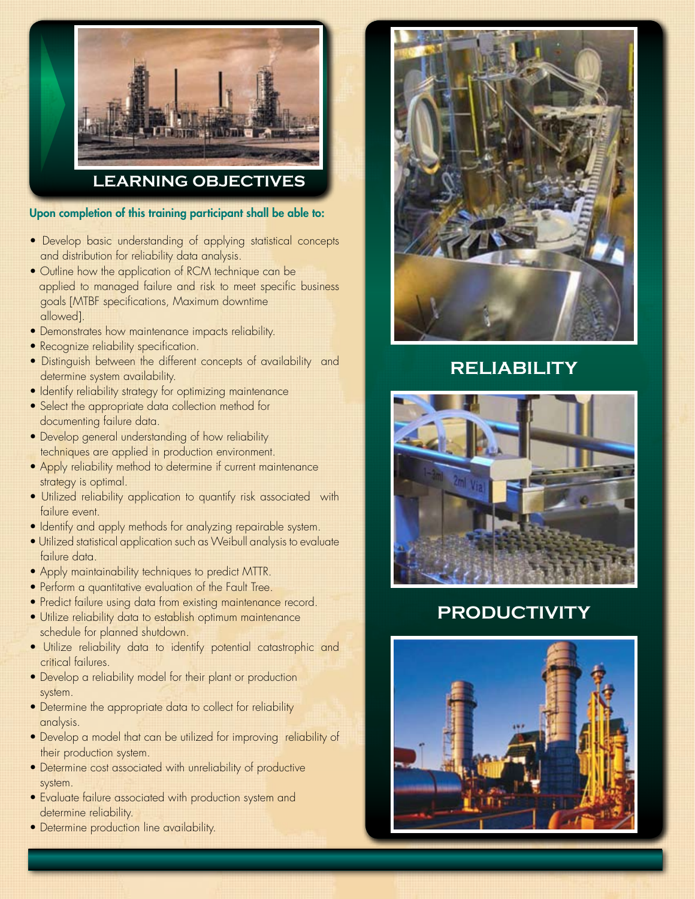## LEARNING OBJECTIVES

**Upon completion of this training participant shall be able to:**

- Develop basic understanding of applying statistical concepts and distribution for reliability data analysis.
- Outline how the application of RCM technique can be applied to managed failure and risk to meet specific business goals [MTBF specifications, Maximum downtime allowed].
- Demonstrates how maintenance impacts reliability.
- Recognize reliability specification.
- Distinguish between the different concepts of availability and determine system availability.
- Identify reliability strategy for optimizing maintenance
- Select the appropriate data collection method for documenting failure data.
- Develop general understanding of how reliability techniques are applied in production environment.
- Apply reliability method to determine if current maintenance strategy is optimal.
- Utilized reliability application to quantify risk associated with failure event.
- Identify and apply methods for analyzing repairable system.
- Utilized statistical application such as Weibull analysis to evaluate failure data.
- Apply maintainability techniques to predict MTTR.
- Perform a quantitative evaluation of the Fault Tree.
- Predict failure using data from existing maintenance record.
- Utilize reliability data to establish optimum maintenance schedule for planned shutdown.
- Utilize reliability data to identify potential catastrophic and critical failures.
- Develop a reliability model for their plant or production system.
- Determine the appropriate data to collect for reliability analysis.
- Develop a model that can be utilized for improving reliability of their production system.
- Determine cost associated with unreliability of productive system.
- Evaluate failure associated with production system and determine reliability.
- Determine production line availability.

## RELIABILITY

## PRODUCTIVITY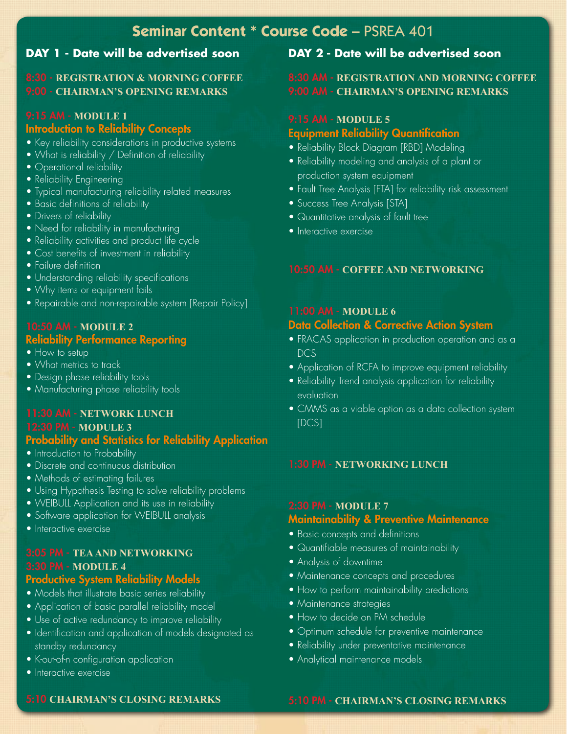# Seminar Content * Course Code – PSREA 401

## DAY 1 - Date will be advertised soon

**8:30 - REGISTRATION & MORNING COFFEE**
**9:00 - CHAIRMAN'S OPENING REMARKS**

**9:15 AM - MODULE 1**
### Introduction to Reliability Concepts
- Key reliability considerations in productive systems
- What is reliability / Definition of reliability
- Operational reliability
- Reliability Engineering
- Typical manufacturing reliability related measures
- Basic definitions of reliability
- Drivers of reliability
- Need for reliability in manufacturing
- Reliability activities and product life cycle
- Cost benefits of investment in reliability
- Failure definition
- Understanding reliability specifications
- Why items or equipment fails
- Repairable and non-repairable system [Repair Policy]

**10:50 AM - MODULE 2**
### Reliability Performance Reporting
- How to setup
- What metrics to track
- Design phase reliability tools
- Manufacturing phase reliability tools

**11:30 AM - NETWORK LUNCH**
**12:30 PM - MODULE 3**
### Probability and Statistics for Reliability Application
- Introduction to Probability
- Discrete and continuous distribution
- Methods of estimating failures
- Using Hypothesis Testing to solve reliability problems
- WEIBULL Application and its use in reliability
- Software application for WEIBULL analysis
- Interactive exercise

**3:05 PM - TEA AND NETWORKING**
**3:30 PM - MODULE 4**
### Productive System Reliability Models
- Models that illustrate basic series reliability
- Application of basic parallel reliability model
- Use of active redundancy to improve reliability
- Identification and application of models designated as standby redundancy
- K-out-of-n configuration application
- Interactive exercise

**5:10 CHAIRMAN'S CLOSING REMARKS**

## DAY 2 - Date will be advertised soon

**8:30 AM - REGISTRATION AND MORNING COFFEE**
**9:00 AM - CHAIRMAN'S OPENING REMARKS**

**9:15 AM - MODULE 5**
### Equipment Reliability Quantification
- Reliability Block Diagram [RBD] Modeling
- Reliability modeling and analysis of a plant or production system equipment
- Fault Tree Analysis [FTA] for reliability risk assessment
- Success Tree Analysis [STA]
- Quantitative analysis of fault tree
- Interactive exercise

**10:50 AM - COFFEE AND NETWORKING**

**11:00 AM - MODULE 6**
### Data Collection & Corrective Action System
- FRACAS application in production operation and as a DCS
- Application of RCFA to improve equipment reliability
- Reliability Trend analysis application for reliability evaluation
- CMMS as a viable option as a data collection system [DCS]

**1:30 PM - NETWORKING LUNCH**

**2:30 PM - MODULE 7**
### Maintainability & Preventive Maintenance
- Basic concepts and definitions
- Quantifiable measures of maintainability
- Analysis of downtime
- Maintenance concepts and procedures
- How to perform maintainability predictions
- Maintenance strategies
- How to decide on PM schedule
- Optimum schedule for preventive maintenance
- Reliability under preventative maintenance
- Analytical maintenance models

**5:10 PM - CHAIRMAN'S CLOSING REMARKS**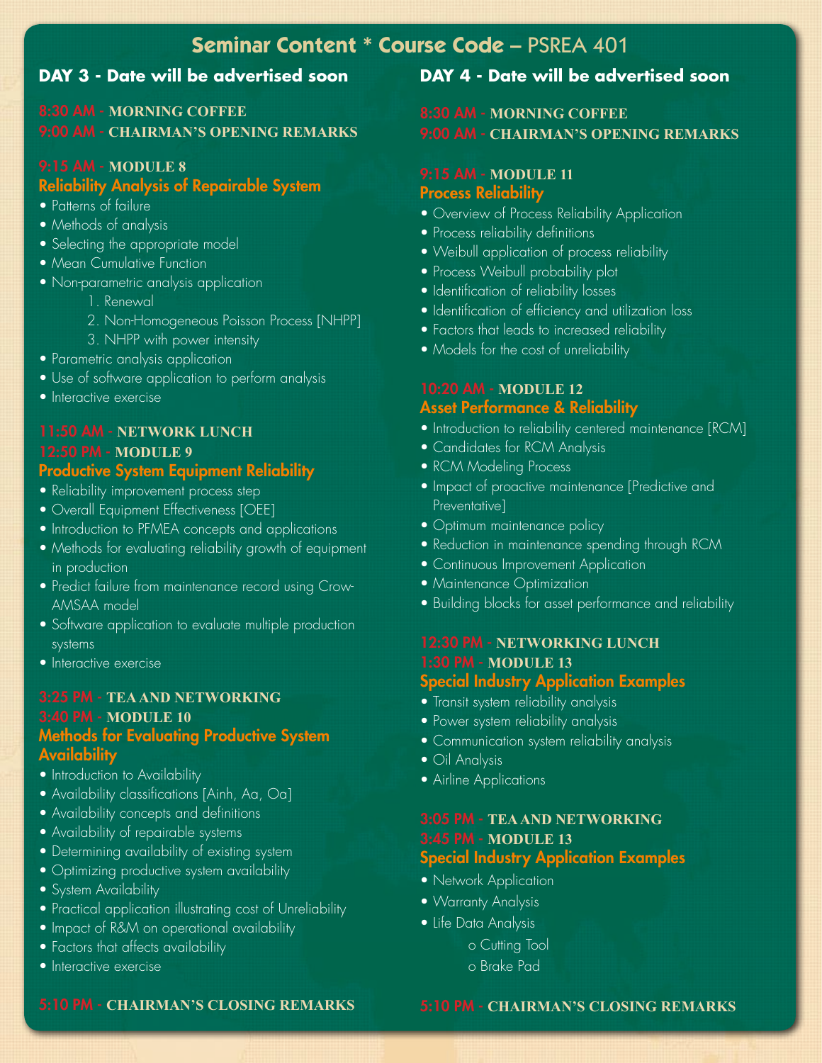# Seminar Content * Course Code – PSREA 401

## DAY 3 - Date will be advertised soon

**8:30 AM - MORNING COFFEE**

**9:00 AM - CHAIRMAN'S OPENING REMARKS**

**9:15 AM - MODULE 8**

### Reliability Analysis of Repairable System

- Patterns of failure
- Methods of analysis
- Selecting the appropriate model
- Mean Cumulative Function
- Non-parametric analysis application
  1. Renewal
  2. Non-Homogeneous Poisson Process [NHPP]
  3. NHPP with power intensity
- Parametric analysis application
- Use of software application to perform analysis
- Interactive exercise

**11:50 AM - NETWORK LUNCH**

**12:50 PM - MODULE 9**

### Productive System Equipment Reliability

- Reliability improvement process step
- Overall Equipment Effectiveness [OEE]
- Introduction to PFMEA concepts and applications
- Methods for evaluating reliability growth of equipment in production
- Predict failure from maintenance record using Crow-AMSAA model
- Software application to evaluate multiple production systems
- Interactive exercise

**3:25 PM - TEA AND NETWORKING**

**3:40 PM - MODULE 10**

### Methods for Evaluating Productive System Availability

- Introduction to Availability
- Availability classifications [Ainh, Aa, Oa]
- Availability concepts and definitions
- Availability of repairable systems
- Determining availability of existing system
- Optimizing productive system availability
- System Availability
- Practical application illustrating cost of Unreliability
- Impact of R&M on operational availability
- Factors that affects availability
- Interactive exercise

**5:10 PM - CHAIRMAN'S CLOSING REMARKS**

## DAY 4 - Date will be advertised soon

**8:30 AM - MORNING COFFEE**

**9:00 AM - CHAIRMAN'S OPENING REMARKS**

**9:15 AM - MODULE 11**

### Process Reliability

- Overview of Process Reliability Application
- Process reliability definitions
- Weibull application of process reliability
- Process Weibull probability plot
- Identification of reliability losses
- Identification of efficiency and utilization loss
- Factors that leads to increased reliability
- Models for the cost of unreliability

**10:20 AM - MODULE 12**

### Asset Performance & Reliability

- Introduction to reliability centered maintenance [RCM]
- Candidates for RCM Analysis
- RCM Modeling Process
- Impact of proactive maintenance [Predictive and Preventative]
- Optimum maintenance policy
- Reduction in maintenance spending through RCM
- Continuous Improvement Application
- Maintenance Optimization
- Building blocks for asset performance and reliability

**12:30 PM - NETWORKING LUNCH**

**1:30 PM - MODULE 13**

### Special Industry Application Examples

- Transit system reliability analysis
- Power system reliability analysis
- Communication system reliability analysis
- Oil Analysis
- Airline Applications

**3:05 PM - TEA AND NETWORKING**

**3:45 PM - MODULE 13**

### Special Industry Application Examples

- Network Application
- Warranty Analysis
- Life Data Analysis
  - o Cutting Tool
  - o Brake Pad

**5:10 PM - CHAIRMAN'S CLOSING REMARKS**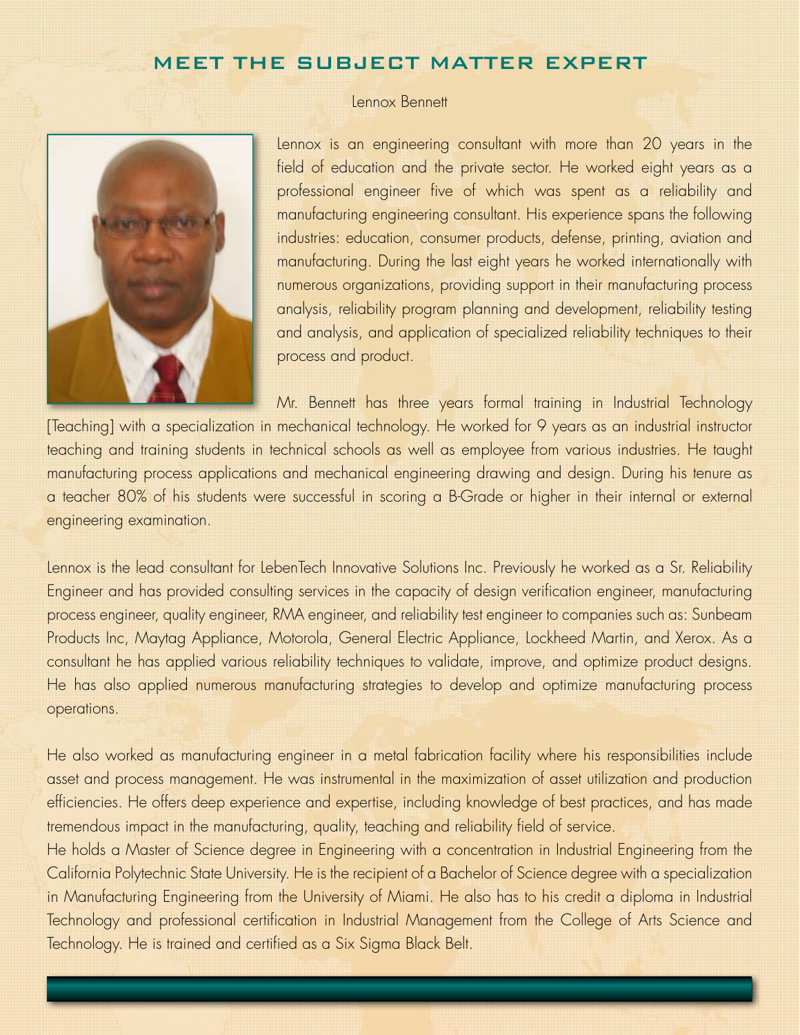# MEET THE SUBJECT MATTER EXPERT

Lennox Bennett

Lennox is an engineering consultant with more than 20 years in the field of education and the private sector. He worked eight years as a professional engineer five of which was spent as a reliability and manufacturing engineering consultant. His experience spans the following industries: education, consumer products, defense, printing, aviation and manufacturing. During the last eight years he worked internationally with numerous organizations, providing support in their manufacturing process analysis, reliability program planning and development, reliability testing and analysis, and application of specialized reliability techniques to their process and product.

Mr. Bennett has three years formal training in Industrial Technology [Teaching] with a specialization in mechanical technology. He worked for 9 years as an industrial instructor teaching and training students in technical schools as well as employee from various industries. He taught manufacturing process applications and mechanical engineering drawing and design. During his tenure as a teacher 80% of his students were successful in scoring a B-Grade or higher in their internal or external engineering examination.

Lennox is the lead consultant for LebenTech Innovative Solutions Inc. Previously he worked as a Sr. Reliability Engineer and has provided consulting services in the capacity of design verification engineer, manufacturing process engineer, quality engineer, RMA engineer, and reliability test engineer to companies such as: Sunbeam Products Inc, Maytag Appliance, Motorola, General Electric Appliance, Lockheed Martin, and Xerox. As a consultant he has applied various reliability techniques to validate, improve, and optimize product designs. He has also applied numerous manufacturing strategies to develop and optimize manufacturing process operations.

He also worked as manufacturing engineer in a metal fabrication facility where his responsibilities include asset and process management. He was instrumental in the maximization of asset utilization and production efficiencies. He offers deep experience and expertise, including knowledge of best practices, and has made tremendous impact in the manufacturing, quality, teaching and reliability field of service.

He holds a Master of Science degree in Engineering with a concentration in Industrial Engineering from the California Polytechnic State University. He is the recipient of a Bachelor of Science degree with a specialization in Manufacturing Engineering from the University of Miami. He also has to his credit a diploma in Industrial Technology and professional certification in Industrial Management from the College of Arts Science and Technology. He is trained and certified as a Six Sigma Black Belt.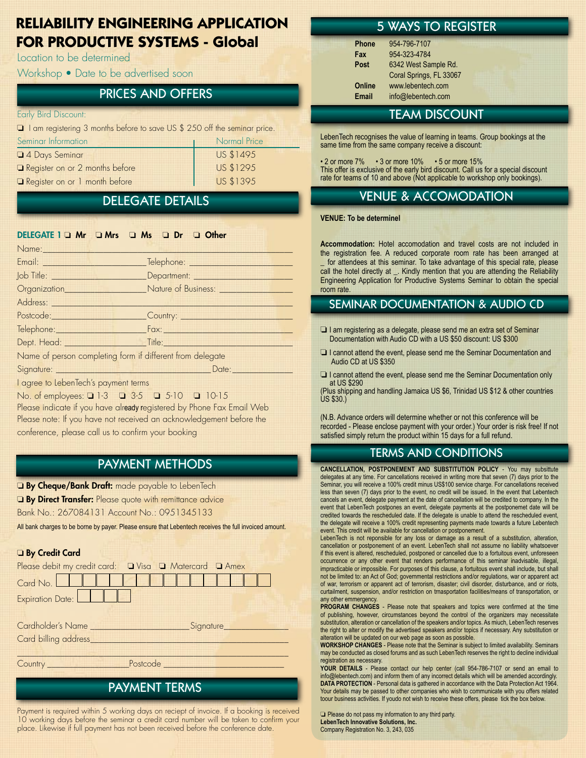# RELIABILITY ENGINEERING APPLICATION FOR PRODUCTIVE SYSTEMS - Global

Location to be determined

Workshop • Date to be advertised soon

## PRICES AND OFFERS

Early Bird Discount:

❑ I am registering 3 months before to save US $ 250 off the seminar price.

| Seminar Information | Normal Price |
|---|---|
| ❑ 4 Days Seminar | US $1495 |
| ❑ Register on or 2 months before | US $1295 |
| ❑ Register on or 1 month before | US $1395 |

## DELEGATE DETAILS

**DELEGATE 1** ❑ **Mr** ❑ **Mrs** ❑ **Ms** ❑ **Dr** ❑ **Other**

Name:_______________

Email: _______________ Telephone: _______________

Job Title: _______________ Department: _______________

Organization_______________ Nature of Business: _______________

Address: _______________

Postcode:_______________ Country: _______________

Telephone:_______________ Fax:_______________

Dept. Head: _______________ Title:_______________

Name of person completing form if different from delegate

Signature: _______________ Date:_______________

I agree to LebenTech's payment terms

No. of employees: ❑ 1-3 ❑ 3-5 ❑ 5-10 ❑ 10-15

Please indicate if you have already registered by Phone Fax Email Web

Please note: If you have not received an acknowledgement before the conference, please call us to confirm your booking

## PAYMENT METHODS

❑ **By Cheque/Bank Draft:** made payable to LebenTech

❑ **By Direct Transfer:** Please quote with remittance advice

Bank No.: 267084131 Account No.: 0951345133

All bank charges to be borne by payer. Please ensure that Lebentech receives the full invoiced amount.

❑ **By Credit Card**

Please debit my credit card: ❑ Visa ❑ Matercard ❑ Amex

Card No. _______________

Expiration Date: _______________

Cardholder's Name _______________ Signature_______________

Card billing address_______________

Country _______________ Postcode _______________

## PAYMENT TERMS

Payment is required within 5 working days on reciept of invoice. If a booking is received 10 working days before the seminar a credit card number will be taken to confirm your place. Likewise if full payment has not been received before the conference date.

## 5 WAYS TO REGISTER

**Phone** 954-796-7107

**Fax** 954-323-4784

**Post** 6342 West Sample Rd.
Coral Springs, FL 33067

**Online** www.lebentech.com

**Email** info@lebentech.com

## TEAM DISCOUNT

LebenTech recognises the value of learning in teams. Group bookings at the same time from the same company receive a discount:

• 2 or more 7% • 3 or more 10% • 5 or more 15%

This offer is exclusive of the early bird discount. Call us for a special discount rate for teams of 10 and above (Not applicable to workshop only bookings).

## VENUE & ACCOMODATION

**VENUE: To be determinel**

**Accommodation:** Hotel accomodation and travel costs are not included in the registration fee. A reduced corporate room rate has been arranged at _ for attendees at this seminar. To take advantage of this special rate, please call the hotel directly at _. Kindly mention that you are attending the Reliability Engineering Application for Productive Systems Seminar to obtain the special room rate.

## SEMINAR DOCUMENTATION & AUDIO CD

❑ I am registering as a delegate, please send me an extra set of Seminar Documentation with Audio CD with a US $50 discount: US $300

❑ I cannot attend the event, please send me the Seminar Documentation and Audio CD at US $350

❑ I cannot attend the event, please send me the Seminar Documentation only at US $290

(Plus shipping and handling Jamaica US $6, Trinidad US $12 & other countries US $30.)

(N.B. Advance orders will determine whether or not this conference will be recorded - Please enclose payment with your order.) Your order is risk free! If not satisfied simply return the product within 15 days for a full refund.

## TERMS AND CONDITIONS

**CANCELLATION, POSTPONEMENT AND SUBSTITUTION POLICY** - You may subsitute delegates at any time. For cancellations received in writing more that seven (7) days prior to the Seminar, you will receive a 100% credit minus US$100 service charge. For cancellations received less than seven (7) days prior to the event, no credit will be issued. In the event that Lebentech cancels an event, delegate payment at the date of cancellation will be credited to company. In the event that LebenTech postpones an event, delegate payments at the postponemet date will be credited towards the rescheduled date. If the delegate is unable to attend the rescheduled event, the delegate will receive a 100% credit representing payments made towards a future Lebentech event. This credit will be available for cancellation or postponement.

LebenTech is not reponsible for any loss or damage as a result of a substitution, alteration, cancellation or postponement of an event. LebenTech shall not assume no liability whatsoever if this event is altered, rescheduled, postponed or cancelled due to a fortuitous event, unforeseen occurrence or any other event that renders performance of this seminar inadvisable, illegal, impracticable or impossible. For purposes of this clause, a fortuitous event shall include, but shall not be limited to: an Act of God; governmental restrictions and/or regulations, war or apparent act of war, terrorism or apparent act of terrorism, disaster; civil disorder, disturbance, and or riots, curtailment, suspension, and/or restriction on trnasportation facilities/means of transportation, or any other emmergency.

**PROGRAM CHANGES** - Please note that speakers and topics were confirmed at the time of publishing, however, circumstances beyond the control of the organizers may necessitate substitution, alteration or cancellation of the speakers and/or topics. As miuch, LebenTech reserves the right to alter or modify the advertised speakers and/or topics if necessary. Any substitution or alteration will be updated on our web page as soon as possible.

**WORKSHOP CHANGES** - Please note that the Seminar is subject to limited availability. Seminars may be conducted as closed forums and as such LebenTech reserves the right to decline individual registration as necessary.

**YOUR DETAILS** - Please contact our help center (call 954-786-7107 or send an email to info@lebentech.com) and inform them of any incorrect details which will be amended accordingly.

**DATA PROTECTION** - Personal data is gathered in accordance with the Data Protection Act 1964. Your details may be passed to other companies who wish to communicate with you offers related toour business activities. If youdo not wish to receive these offers, please tick the box below.

❑ Please do not pass my information to any third party.

**LebenTech Innovative Solutions, Inc.**

Company Registration No. 3, 243, 035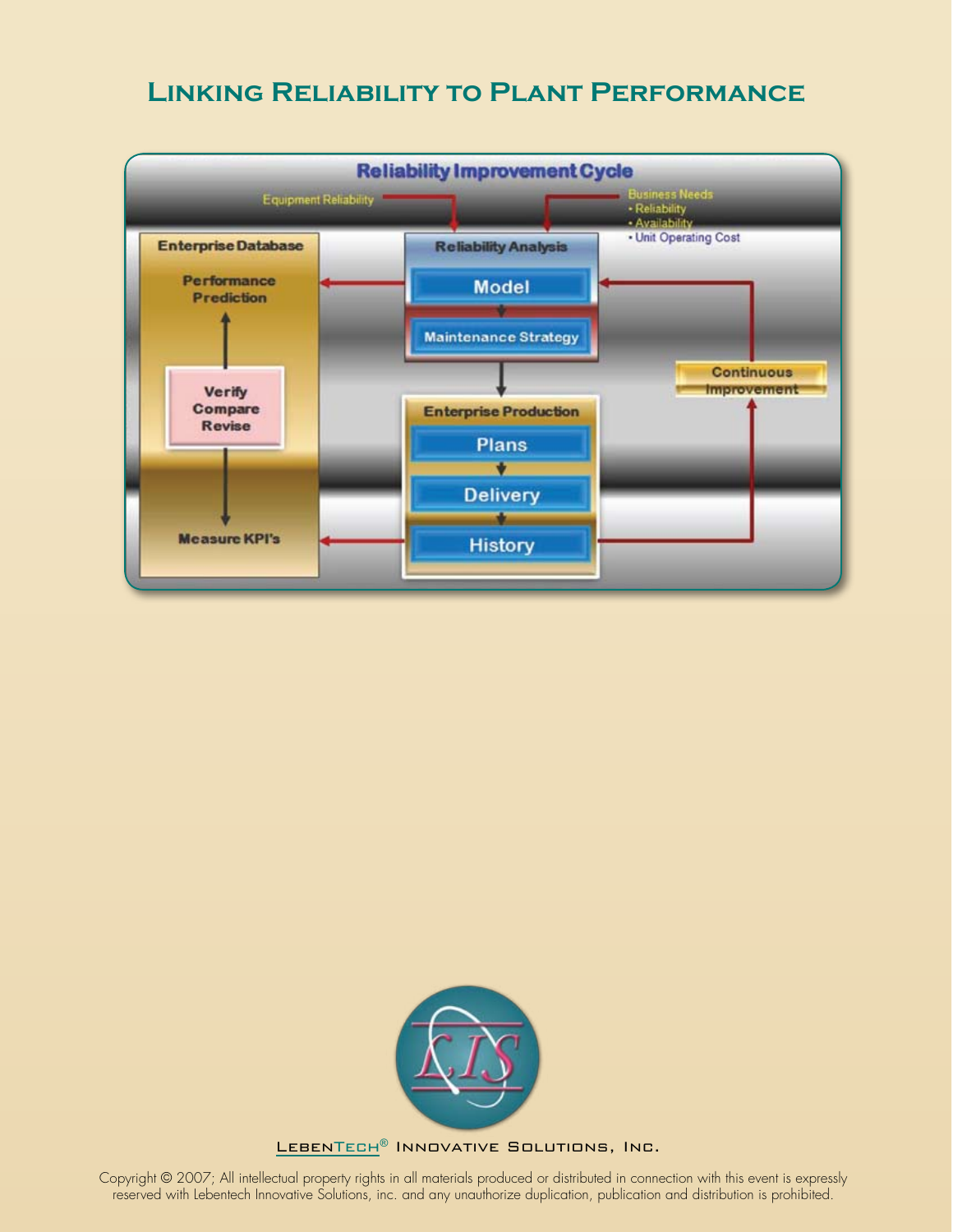# Linking Reliability to Plant Performance

Reliability Improvement Cycle

Equipment Reliability

Business Needs
- Reliability
- Availability
- Unit Operating Cost

Enterprise Database

Performance Prediction

Verify
Compare
Revise

Measure KPI's

Reliability Analysis

Model

Maintenance Strategy

Enterprise Production

Plans

Delivery

History

Continuous Improvement

LebenTech® Innovative Solutions, Inc.

Copyright © 2007; All intellectual property rights in all materials produced or distributed in connection with this event is expressly reserved with Lebentech Innovative Solutions, inc. and any unauthorize duplication, publication and distribution is prohibited.